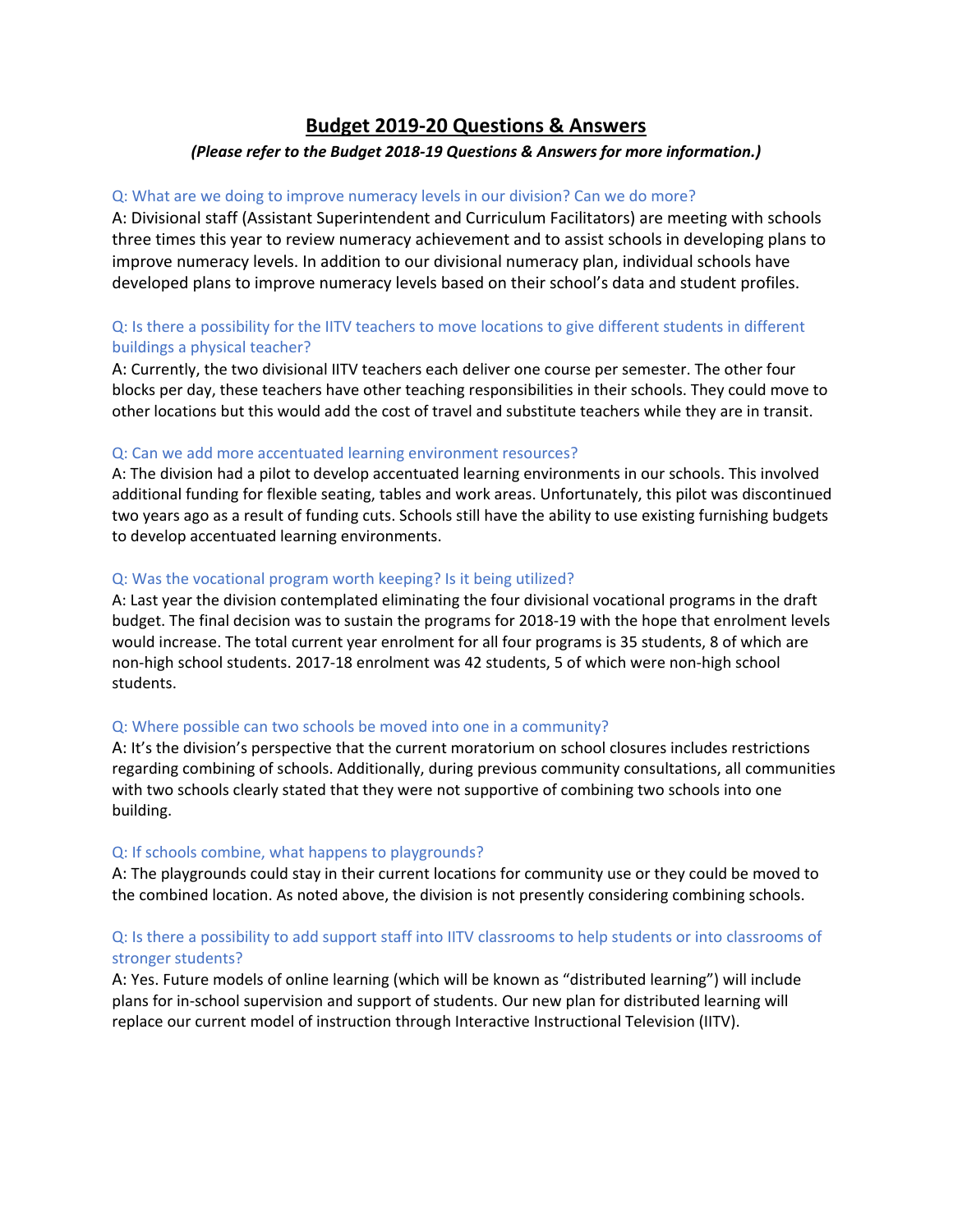# Budget 2019-20 Questions & Answers

***(Please refer to the Budget 2018-19 Questions & Answers for more information.)***

Q: What are we doing to improve numeracy levels in our division? Can we do more?

A: Divisional staff (Assistant Superintendent and Curriculum Facilitators) are meeting with schools three times this year to review numeracy achievement and to assist schools in developing plans to improve numeracy levels. In addition to our divisional numeracy plan, individual schools have developed plans to improve numeracy levels based on their school's data and student profiles.

Q: Is there a possibility for the IITV teachers to move locations to give different students in different buildings a physical teacher?

A: Currently, the two divisional IITV teachers each deliver one course per semester. The other four blocks per day, these teachers have other teaching responsibilities in their schools. They could move to other locations but this would add the cost of travel and substitute teachers while they are in transit.

Q: Can we add more accentuated learning environment resources?

A: The division had a pilot to develop accentuated learning environments in our schools. This involved additional funding for flexible seating, tables and work areas. Unfortunately, this pilot was discontinued two years ago as a result of funding cuts. Schools still have the ability to use existing furnishing budgets to develop accentuated learning environments.

Q: Was the vocational program worth keeping? Is it being utilized?

A: Last year the division contemplated eliminating the four divisional vocational programs in the draft budget. The final decision was to sustain the programs for 2018-19 with the hope that enrolment levels would increase. The total current year enrolment for all four programs is 35 students, 8 of which are non-high school students. 2017-18 enrolment was 42 students, 5 of which were non-high school students.

Q: Where possible can two schools be moved into one in a community?

A: It's the division's perspective that the current moratorium on school closures includes restrictions regarding combining of schools. Additionally, during previous community consultations, all communities with two schools clearly stated that they were not supportive of combining two schools into one building.

Q: If schools combine, what happens to playgrounds?

A: The playgrounds could stay in their current locations for community use or they could be moved to the combined location. As noted above, the division is not presently considering combining schools.

Q: Is there a possibility to add support staff into IITV classrooms to help students or into classrooms of stronger students?

A: Yes. Future models of online learning (which will be known as "distributed learning") will include plans for in-school supervision and support of students. Our new plan for distributed learning will replace our current model of instruction through Interactive Instructional Television (IITV).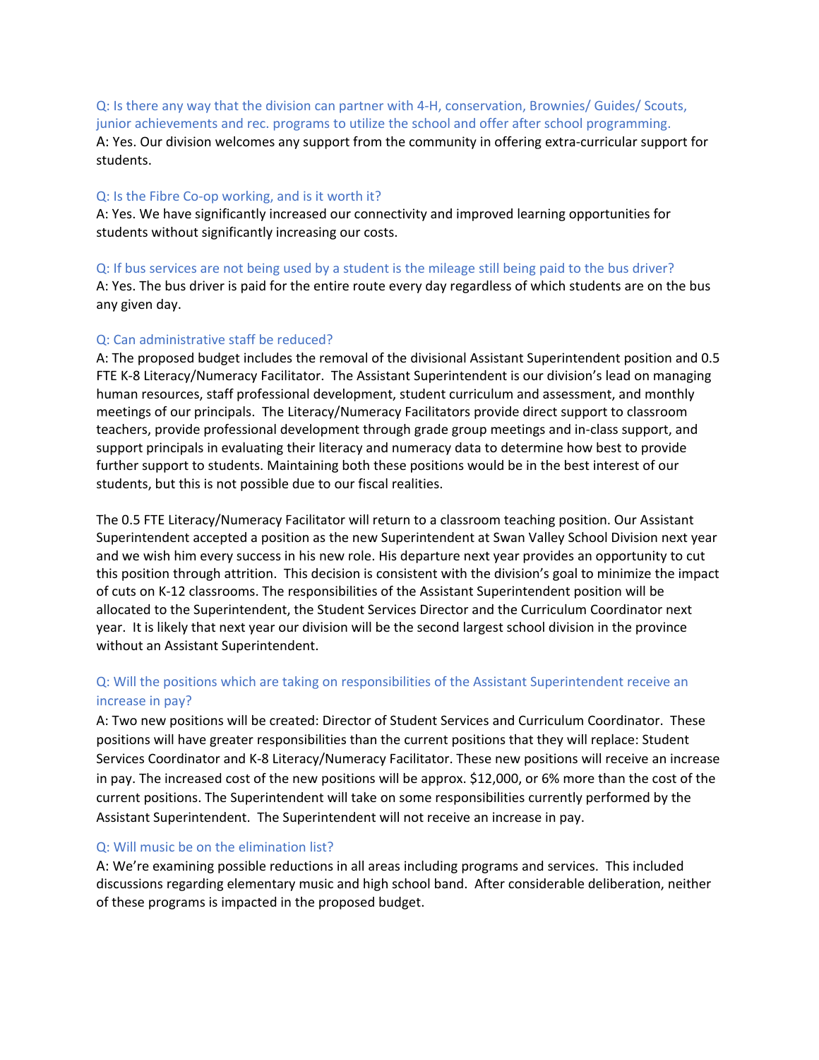Q: Is there any way that the division can partner with 4-H, conservation, Brownies/ Guides/ Scouts, junior achievements and rec. programs to utilize the school and offer after school programming.

A: Yes. Our division welcomes any support from the community in offering extra-curricular support for students.

Q: Is the Fibre Co-op working, and is it worth it?

A: Yes. We have significantly increased our connectivity and improved learning opportunities for students without significantly increasing our costs.

Q: If bus services are not being used by a student is the mileage still being paid to the bus driver?

A: Yes. The bus driver is paid for the entire route every day regardless of which students are on the bus any given day.

Q: Can administrative staff be reduced?

A: The proposed budget includes the removal of the divisional Assistant Superintendent position and 0.5 FTE K-8 Literacy/Numeracy Facilitator. The Assistant Superintendent is our division's lead on managing human resources, staff professional development, student curriculum and assessment, and monthly meetings of our principals. The Literacy/Numeracy Facilitators provide direct support to classroom teachers, provide professional development through grade group meetings and in-class support, and support principals in evaluating their literacy and numeracy data to determine how best to provide further support to students. Maintaining both these positions would be in the best interest of our students, but this is not possible due to our fiscal realities.

The 0.5 FTE Literacy/Numeracy Facilitator will return to a classroom teaching position. Our Assistant Superintendent accepted a position as the new Superintendent at Swan Valley School Division next year and we wish him every success in his new role. His departure next year provides an opportunity to cut this position through attrition. This decision is consistent with the division's goal to minimize the impact of cuts on K-12 classrooms. The responsibilities of the Assistant Superintendent position will be allocated to the Superintendent, the Student Services Director and the Curriculum Coordinator next year. It is likely that next year our division will be the second largest school division in the province without an Assistant Superintendent.

Q: Will the positions which are taking on responsibilities of the Assistant Superintendent receive an increase in pay?

A: Two new positions will be created: Director of Student Services and Curriculum Coordinator. These positions will have greater responsibilities than the current positions that they will replace: Student Services Coordinator and K-8 Literacy/Numeracy Facilitator. These new positions will receive an increase in pay. The increased cost of the new positions will be approx. $12,000, or 6% more than the cost of the current positions. The Superintendent will take on some responsibilities currently performed by the Assistant Superintendent. The Superintendent will not receive an increase in pay.

Q: Will music be on the elimination list?

A: We're examining possible reductions in all areas including programs and services. This included discussions regarding elementary music and high school band. After considerable deliberation, neither of these programs is impacted in the proposed budget.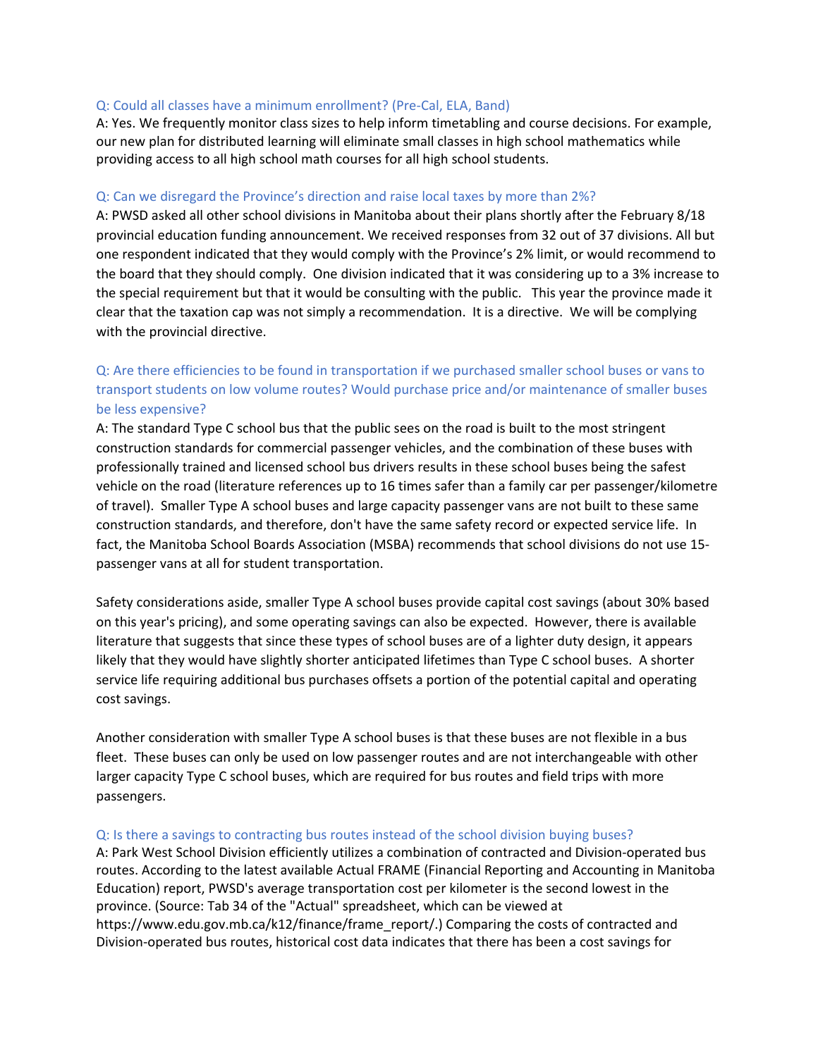Q: Could all classes have a minimum enrollment? (Pre-Cal, ELA, Band)

A: Yes. We frequently monitor class sizes to help inform timetabling and course decisions. For example, our new plan for distributed learning will eliminate small classes in high school mathematics while providing access to all high school math courses for all high school students.

Q: Can we disregard the Province's direction and raise local taxes by more than 2%?

A: PWSD asked all other school divisions in Manitoba about their plans shortly after the February 8/18 provincial education funding announcement. We received responses from 32 out of 37 divisions. All but one respondent indicated that they would comply with the Province's 2% limit, or would recommend to the board that they should comply. One division indicated that it was considering up to a 3% increase to the special requirement but that it would be consulting with the public. This year the province made it clear that the taxation cap was not simply a recommendation. It is a directive. We will be complying with the provincial directive.

Q: Are there efficiencies to be found in transportation if we purchased smaller school buses or vans to transport students on low volume routes? Would purchase price and/or maintenance of smaller buses be less expensive?

A: The standard Type C school bus that the public sees on the road is built to the most stringent construction standards for commercial passenger vehicles, and the combination of these buses with professionally trained and licensed school bus drivers results in these school buses being the safest vehicle on the road (literature references up to 16 times safer than a family car per passenger/kilometre of travel). Smaller Type A school buses and large capacity passenger vans are not built to these same construction standards, and therefore, don't have the same safety record or expected service life. In fact, the Manitoba School Boards Association (MSBA) recommends that school divisions do not use 15-passenger vans at all for student transportation.

Safety considerations aside, smaller Type A school buses provide capital cost savings (about 30% based on this year's pricing), and some operating savings can also be expected. However, there is available literature that suggests that since these types of school buses are of a lighter duty design, it appears likely that they would have slightly shorter anticipated lifetimes than Type C school buses. A shorter service life requiring additional bus purchases offsets a portion of the potential capital and operating cost savings.

Another consideration with smaller Type A school buses is that these buses are not flexible in a bus fleet. These buses can only be used on low passenger routes and are not interchangeable with other larger capacity Type C school buses, which are required for bus routes and field trips with more passengers.

Q: Is there a savings to contracting bus routes instead of the school division buying buses?

A: Park West School Division efficiently utilizes a combination of contracted and Division-operated bus routes. According to the latest available Actual FRAME (Financial Reporting and Accounting in Manitoba Education) report, PWSD's average transportation cost per kilometer is the second lowest in the province. (Source: Tab 34 of the "Actual" spreadsheet, which can be viewed at https://www.edu.gov.mb.ca/k12/finance/frame_report/.) Comparing the costs of contracted and Division-operated bus routes, historical cost data indicates that there has been a cost savings for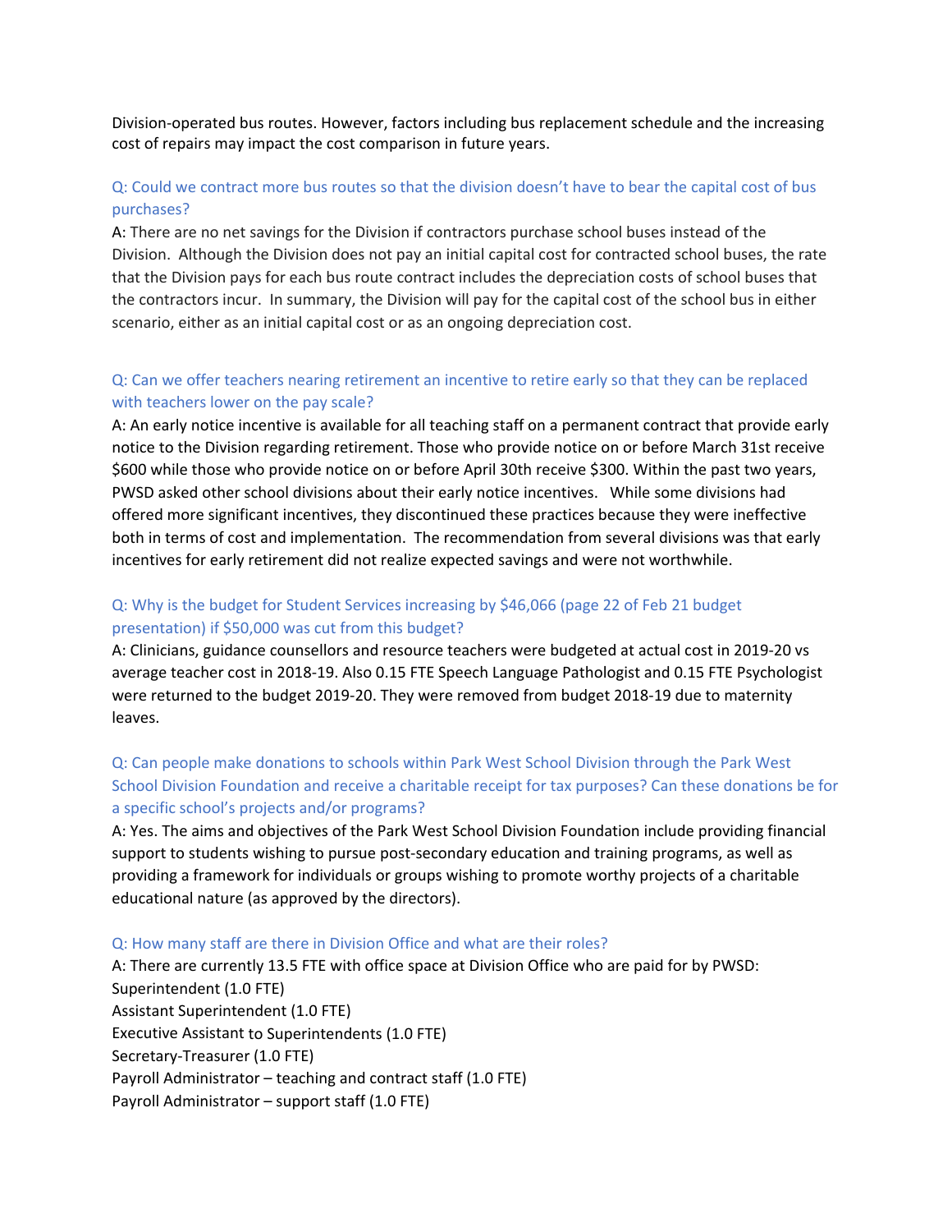Division-operated bus routes. However, factors including bus replacement schedule and the increasing cost of repairs may impact the cost comparison in future years.

Q: Could we contract more bus routes so that the division doesn't have to bear the capital cost of bus purchases?

A: There are no net savings for the Division if contractors purchase school buses instead of the Division. Although the Division does not pay an initial capital cost for contracted school buses, the rate that the Division pays for each bus route contract includes the depreciation costs of school buses that the contractors incur. In summary, the Division will pay for the capital cost of the school bus in either scenario, either as an initial capital cost or as an ongoing depreciation cost.

Q: Can we offer teachers nearing retirement an incentive to retire early so that they can be replaced with teachers lower on the pay scale?

A: An early notice incentive is available for all teaching staff on a permanent contract that provide early notice to the Division regarding retirement. Those who provide notice on or before March 31st receive $600 while those who provide notice on or before April 30th receive $300. Within the past two years, PWSD asked other school divisions about their early notice incentives. While some divisions had offered more significant incentives, they discontinued these practices because they were ineffective both in terms of cost and implementation. The recommendation from several divisions was that early incentives for early retirement did not realize expected savings and were not worthwhile.

Q: Why is the budget for Student Services increasing by $46,066 (page 22 of Feb 21 budget presentation) if $50,000 was cut from this budget?

A: Clinicians, guidance counsellors and resource teachers were budgeted at actual cost in 2019-20 vs average teacher cost in 2018-19. Also 0.15 FTE Speech Language Pathologist and 0.15 FTE Psychologist were returned to the budget 2019-20. They were removed from budget 2018-19 due to maternity leaves.

Q: Can people make donations to schools within Park West School Division through the Park West School Division Foundation and receive a charitable receipt for tax purposes? Can these donations be for a specific school's projects and/or programs?

A: Yes. The aims and objectives of the Park West School Division Foundation include providing financial support to students wishing to pursue post-secondary education and training programs, as well as providing a framework for individuals or groups wishing to promote worthy projects of a charitable educational nature (as approved by the directors).

Q: How many staff are there in Division Office and what are their roles?

A: There are currently 13.5 FTE with office space at Division Office who are paid for by PWSD:
Superintendent (1.0 FTE)
Assistant Superintendent (1.0 FTE)
Executive Assistant to Superintendents (1.0 FTE)
Secretary-Treasurer (1.0 FTE)
Payroll Administrator – teaching and contract staff (1.0 FTE)
Payroll Administrator – support staff (1.0 FTE)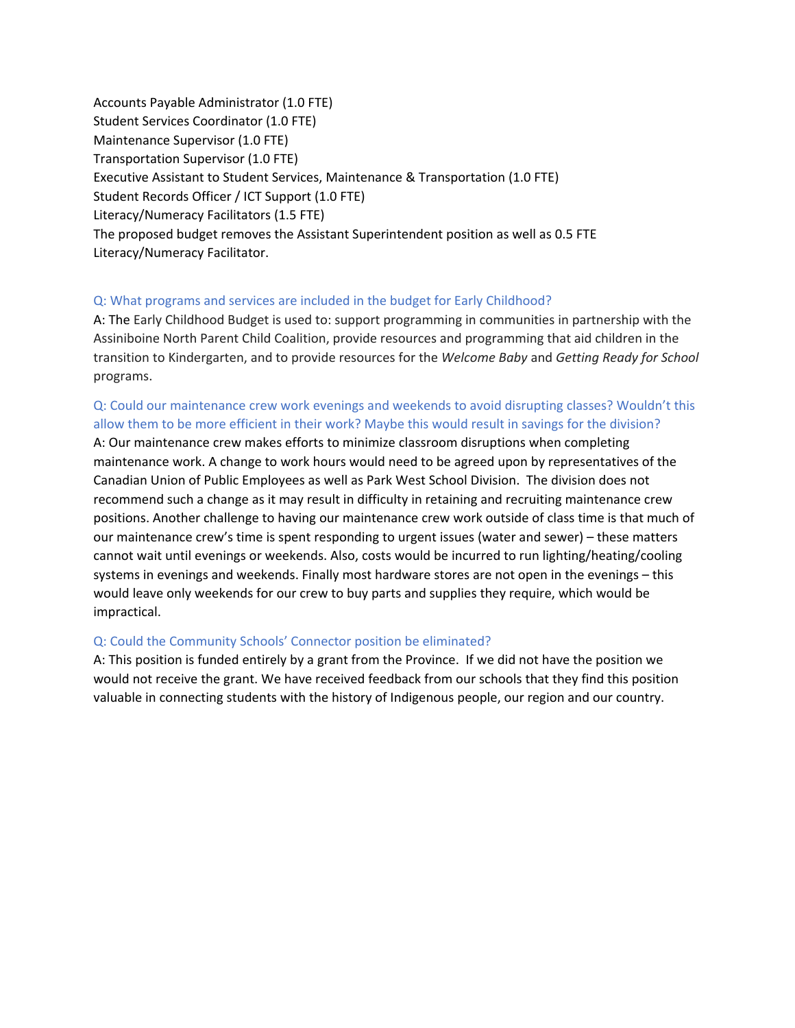Accounts Payable Administrator (1.0 FTE)
Student Services Coordinator (1.0 FTE)
Maintenance Supervisor (1.0 FTE)
Transportation Supervisor (1.0 FTE)
Executive Assistant to Student Services, Maintenance & Transportation (1.0 FTE)
Student Records Officer / ICT Support (1.0 FTE)
Literacy/Numeracy Facilitators (1.5 FTE)
The proposed budget removes the Assistant Superintendent position as well as 0.5 FTE Literacy/Numeracy Facilitator.

Q: What programs and services are included in the budget for Early Childhood?

A: The Early Childhood Budget is used to: support programming in communities in partnership with the Assiniboine North Parent Child Coalition, provide resources and programming that aid children in the transition to Kindergarten, and to provide resources for the *Welcome Baby* and *Getting Ready for School* programs.

Q: Could our maintenance crew work evenings and weekends to avoid disrupting classes? Wouldn't this allow them to be more efficient in their work? Maybe this would result in savings for the division?

A: Our maintenance crew makes efforts to minimize classroom disruptions when completing maintenance work. A change to work hours would need to be agreed upon by representatives of the Canadian Union of Public Employees as well as Park West School Division. The division does not recommend such a change as it may result in difficulty in retaining and recruiting maintenance crew positions. Another challenge to having our maintenance crew work outside of class time is that much of our maintenance crew's time is spent responding to urgent issues (water and sewer) – these matters cannot wait until evenings or weekends. Also, costs would be incurred to run lighting/heating/cooling systems in evenings and weekends. Finally most hardware stores are not open in the evenings – this would leave only weekends for our crew to buy parts and supplies they require, which would be impractical.

Q: Could the Community Schools' Connector position be eliminated?

A: This position is funded entirely by a grant from the Province. If we did not have the position we would not receive the grant. We have received feedback from our schools that they find this position valuable in connecting students with the history of Indigenous people, our region and our country.